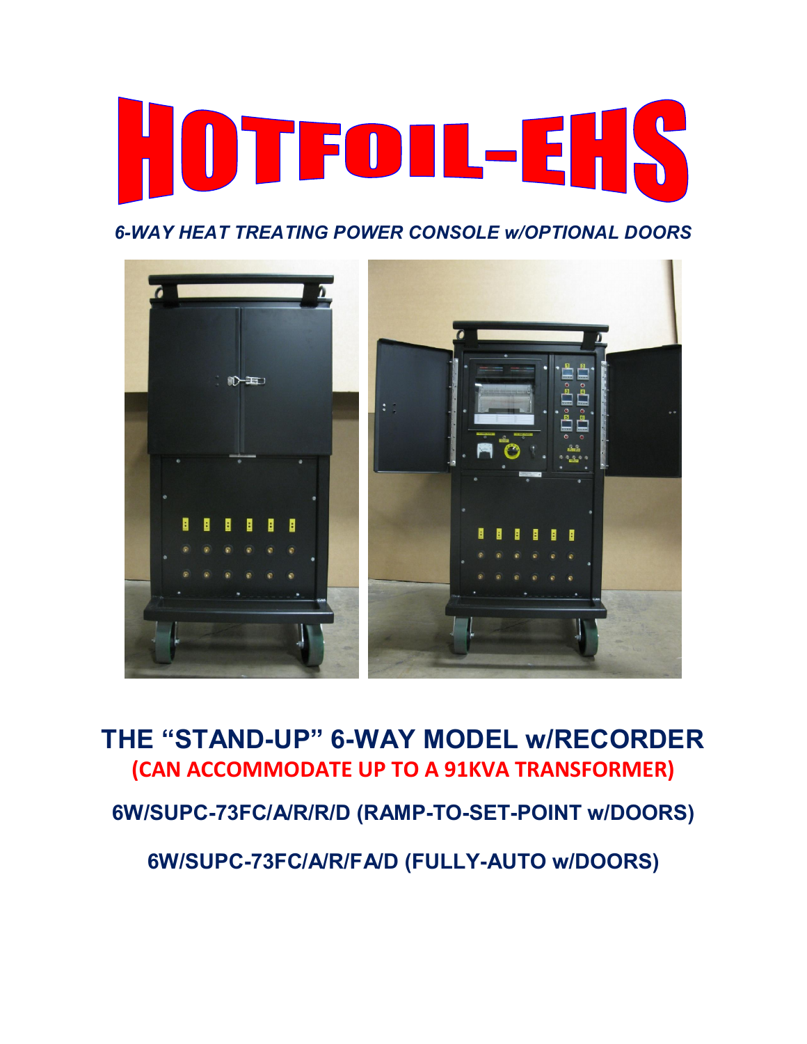# HOTFOIL-EHS

*6-WAY HEAT TREATING POWER CONSOLE w/OPTIONAL DOORS*

## THE "STAND-UP" 6-WAY MODEL w/RECORDER

**(CAN ACCOMMODATE UP TO A 91KVA TRANSFORMER)**

**6W/SUPC-73FC/A/R/R/D (RAMP-TO-SET-POINT w/DOORS)**

**6W/SUPC-73FC/A/R/FA/D (FULLY-AUTO w/DOORS)**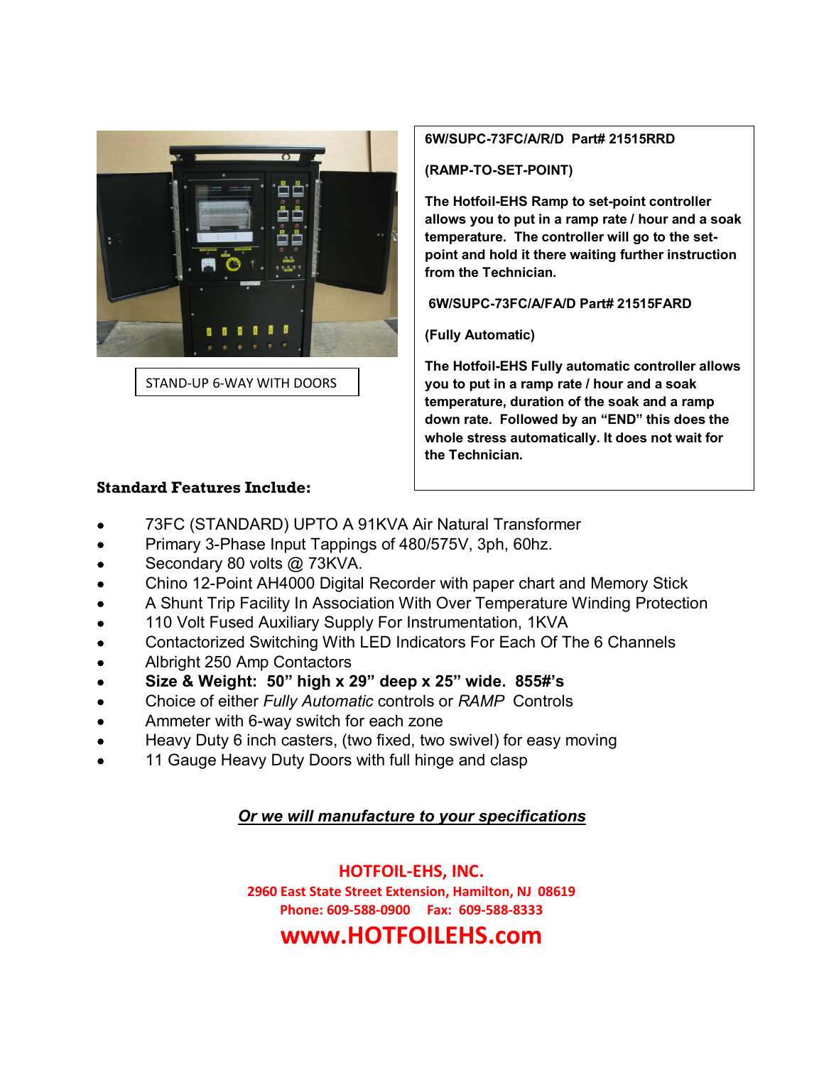STAND-UP 6-WAY WITH DOORS

**6W/SUPC-73FC/A/R/D Part# 21515RRD**

**(RAMP-TO-SET-POINT)**

**The Hotfoil-EHS Ramp to set-point controller allows you to put in a ramp rate / hour and a soak temperature. The controller will go to the set-point and hold it there waiting further instruction from the Technician.**

**6W/SUPC-73FC/A/FA/D Part# 21515FARD**

**(Fully Automatic)**

**The Hotfoil-EHS Fully automatic controller allows you to put in a ramp rate / hour and a soak temperature, duration of the soak and a ramp down rate. Followed by an "END" this does the whole stress automatically. It does not wait for the Technician.**

**Standard Features Include:**

- 73FC (STANDARD) UPTO A 91KVA Air Natural Transformer
- Primary 3-Phase Input Tappings of 480/575V, 3ph, 60hz.
- Secondary 80 volts @ 73KVA.
- Chino 12-Point AH4000 Digital Recorder with paper chart and Memory Stick
- A Shunt Trip Facility In Association With Over Temperature Winding Protection
- 110 Volt Fused Auxiliary Supply For Instrumentation, 1KVA
- Contactorized Switching With LED Indicators For Each Of The 6 Channels
- Albright 250 Amp Contactors
- **Size & Weight: 50" high x 29" deep x 25" wide. 855#'s**
- Choice of either *Fully Automatic* controls or *RAMP* Controls
- Ammeter with 6-way switch for each zone
- Heavy Duty 6 inch casters, (two fixed, two swivel) for easy moving
- 11 Gauge Heavy Duty Doors with full hinge and clasp

***Or we will manufacture to your specifications***

**HOTFOIL-EHS, INC.**
**2960 East State Street Extension, Hamilton, NJ 08619**
**Phone: 609-588-0900 Fax: 609-588-8333**

**www.HOTFOILEHS.com**